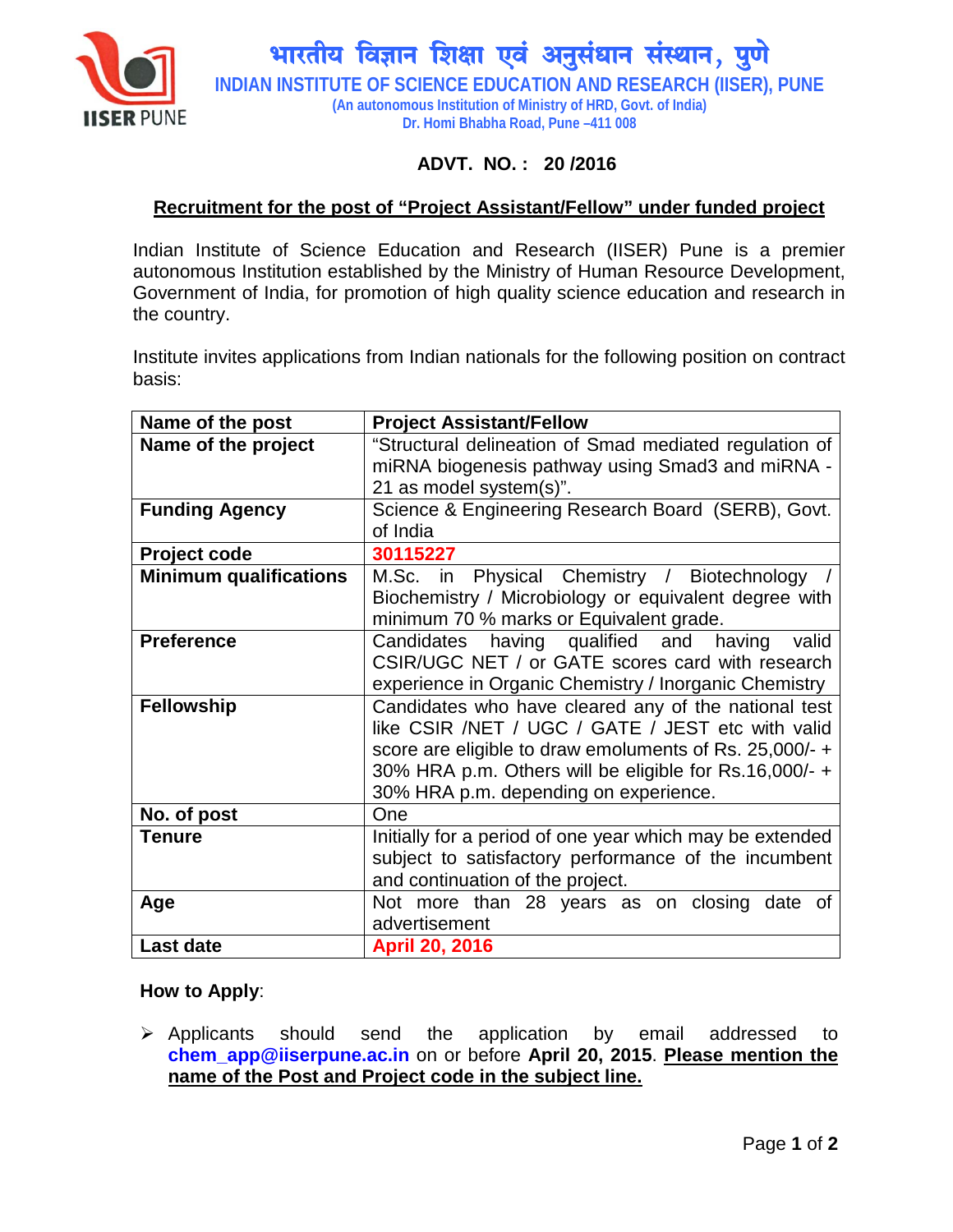# भारतीय विज्ञान शिक्षा एवं अनुसंधान संस्थान, पुणे

## INDIAN INSTITUTE OF SCIENCE EDUCATION AND RESEARCH (IISER), PUNE

**(An autonomous Institution of Ministry of HRD, Govt. of India)**
**Dr. Homi Bhabha Road, Pune –411 008**

**ADVT. NO. : 20 /2016**

**<u>Recruitment for the post of "Project Assistant/Fellow" under funded project</u>**

Indian Institute of Science Education and Research (IISER) Pune is a premier autonomous Institution established by the Ministry of Human Resource Development, Government of India, for promotion of high quality science education and research in the country.

Institute invites applications from Indian nationals for the following position on contract basis:

| **Name of the post** | **Project Assistant/Fellow** |
|---|---|
| **Name of the project** | "Structural delineation of Smad mediated regulation of miRNA biogenesis pathway using Smad3 and miRNA - 21 as model system(s)". |
| **Funding Agency** | Science & Engineering Research Board (SERB), Govt. of India |
| **Project code** | **30115227** |
| **Minimum qualifications** | M.Sc. in Physical Chemistry / Biotechnology / Biochemistry / Microbiology or equivalent degree with minimum 70 % marks or Equivalent grade. |
| **Preference** | Candidates having qualified and having valid CSIR/UGC NET / or GATE scores card with research experience in Organic Chemistry / Inorganic Chemistry |
| **Fellowship** | Candidates who have cleared any of the national test like CSIR /NET / UGC / GATE / JEST etc with valid score are eligible to draw emoluments of Rs. 25,000/- + 30% HRA p.m. Others will be eligible for Rs.16,000/- + 30% HRA p.m. depending on experience. |
| **No. of post** | One |
| **Tenure** | Initially for a period of one year which may be extended subject to satisfactory performance of the incumbent and continuation of the project. |
| **Age** | Not more than 28 years as on closing date of advertisement |
| **Last date** | **April 20, 2016** |

**How to Apply**:

- Applicants should send the application by email addressed to **chem_app@iiserpune.ac.in** on or before **April 20, 2015**. **<u>Please mention the name of the Post and Project code in the subject line.</u>**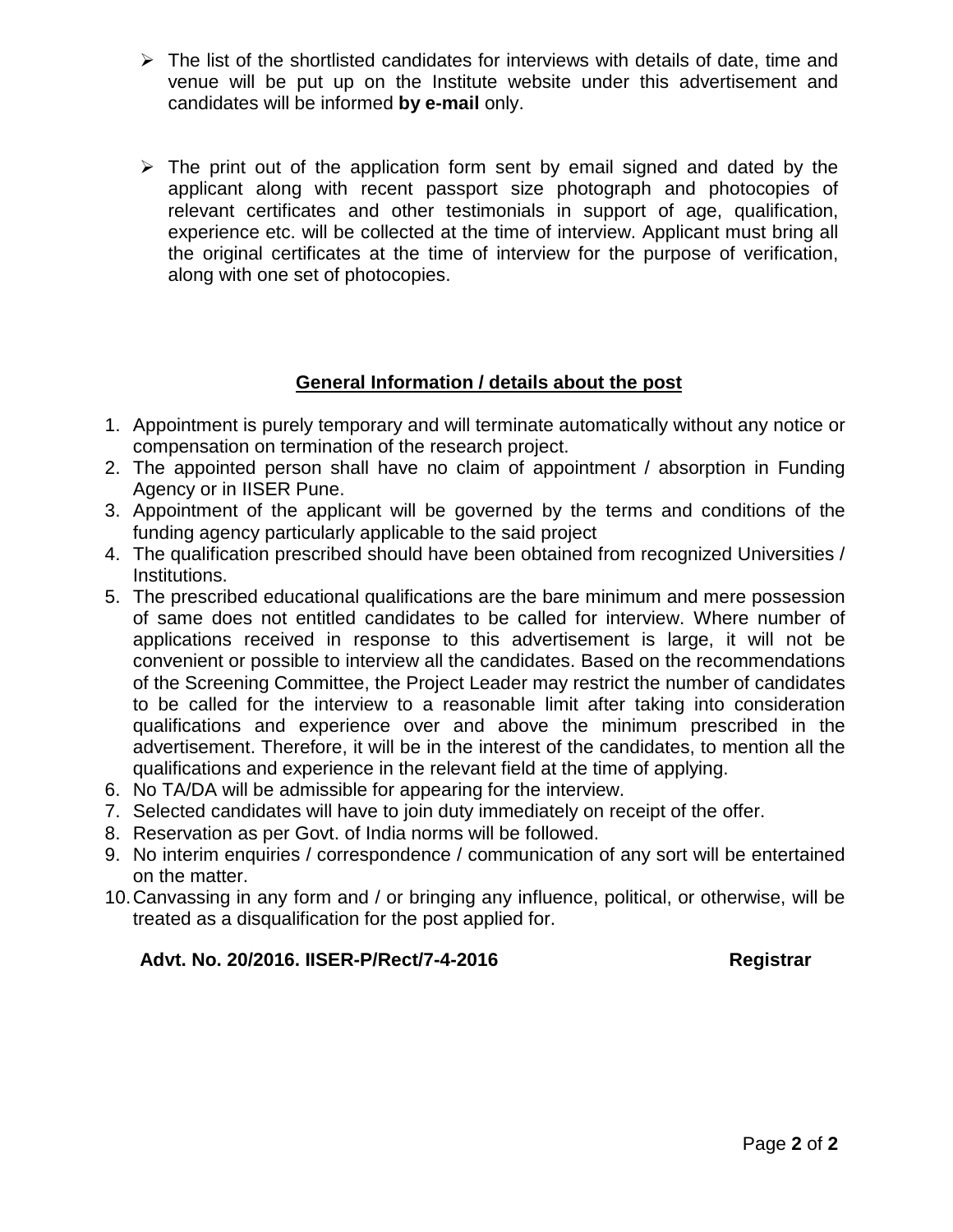- The list of the shortlisted candidates for interviews with details of date, time and venue will be put up on the Institute website under this advertisement and candidates will be informed **by e-mail** only.

- The print out of the application form sent by email signed and dated by the applicant along with recent passport size photograph and photocopies of relevant certificates and other testimonials in support of age, qualification, experience etc. will be collected at the time of interview. Applicant must bring all the original certificates at the time of interview for the purpose of verification, along with one set of photocopies.

## General Information / details about the post

1. Appointment is purely temporary and will terminate automatically without any notice or compensation on termination of the research project.
2. The appointed person shall have no claim of appointment / absorption in Funding Agency or in IISER Pune.
3. Appointment of the applicant will be governed by the terms and conditions of the funding agency particularly applicable to the said project
4. The qualification prescribed should have been obtained from recognized Universities / Institutions.
5. The prescribed educational qualifications are the bare minimum and mere possession of same does not entitled candidates to be called for interview. Where number of applications received in response to this advertisement is large, it will not be convenient or possible to interview all the candidates. Based on the recommendations of the Screening Committee, the Project Leader may restrict the number of candidates to be called for the interview to a reasonable limit after taking into consideration qualifications and experience over and above the minimum prescribed in the advertisement. Therefore, it will be in the interest of the candidates, to mention all the qualifications and experience in the relevant field at the time of applying.
6. No TA/DA will be admissible for appearing for the interview.
7. Selected candidates will have to join duty immediately on receipt of the offer.
8. Reservation as per Govt. of India norms will be followed.
9. No interim enquiries / correspondence / communication of any sort will be entertained on the matter.
10. Canvassing in any form and / or bringing any influence, political, or otherwise, will be treated as a disqualification for the post applied for.

**Advt. No. 20/2016. IISER-P/Rect/7-4-2016** **Registrar**